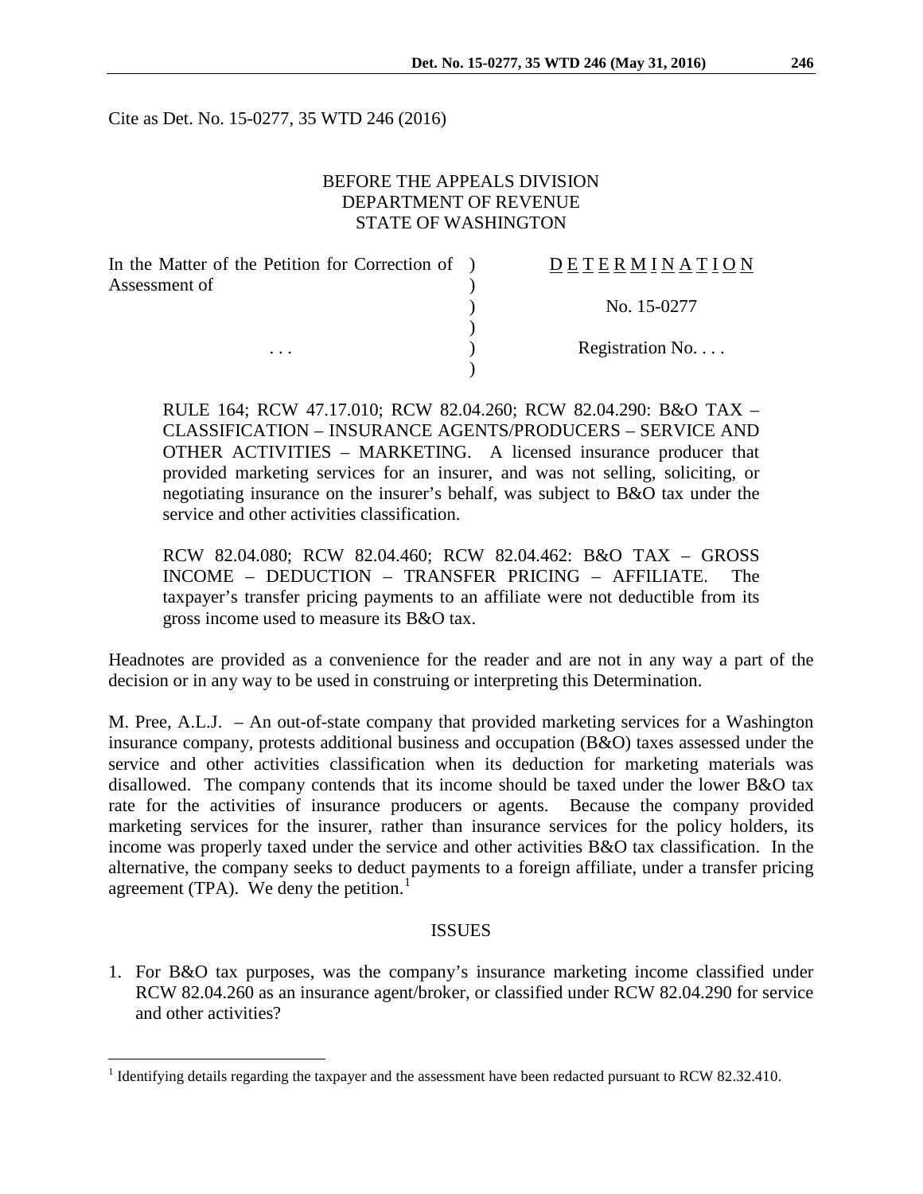Cite as Det. No. 15-0277, 35 WTD 246 (2016)

BEFORE THE APPEALS DIVISION
DEPARTMENT OF REVENUE
STATE OF WASHINGTON

| | | |
|---|---|---|
| In the Matter of the Petition for Correction of Assessment of | ) | D E T E R M I N A T I O N |
| | ) | No. 15-0277 |
| . . . | ) | Registration No. . . . |

RULE 164; RCW 47.17.010; RCW 82.04.260; RCW 82.04.290: B&O TAX – CLASSIFICATION – INSURANCE AGENTS/PRODUCERS – SERVICE AND OTHER ACTIVITIES – MARKETING. A licensed insurance producer that provided marketing services for an insurer, and was not selling, soliciting, or negotiating insurance on the insurer's behalf, was subject to B&O tax under the service and other activities classification.

RCW 82.04.080; RCW 82.04.460; RCW 82.04.462: B&O TAX – GROSS INCOME – DEDUCTION – TRANSFER PRICING – AFFILIATE. The taxpayer's transfer pricing payments to an affiliate were not deductible from its gross income used to measure its B&O tax.

Headnotes are provided as a convenience for the reader and are not in any way a part of the decision or in any way to be used in construing or interpreting this Determination.

M. Pree, A.L.J. – An out-of-state company that provided marketing services for a Washington insurance company, protests additional business and occupation (B&O) taxes assessed under the service and other activities classification when its deduction for marketing materials was disallowed. The company contends that its income should be taxed under the lower B&O tax rate for the activities of insurance producers or agents. Because the company provided marketing services for the insurer, rather than insurance services for the policy holders, its income was properly taxed under the service and other activities B&O tax classification. In the alternative, the company seeks to deduct payments to a foreign affiliate, under a transfer pricing agreement (TPA). We deny the petition.[1]

## ISSUES

1. For B&O tax purposes, was the company's insurance marketing income classified under RCW 82.04.260 as an insurance agent/broker, or classified under RCW 82.04.290 for service and other activities?

---

[1] Identifying details regarding the taxpayer and the assessment have been redacted pursuant to RCW 82.32.410.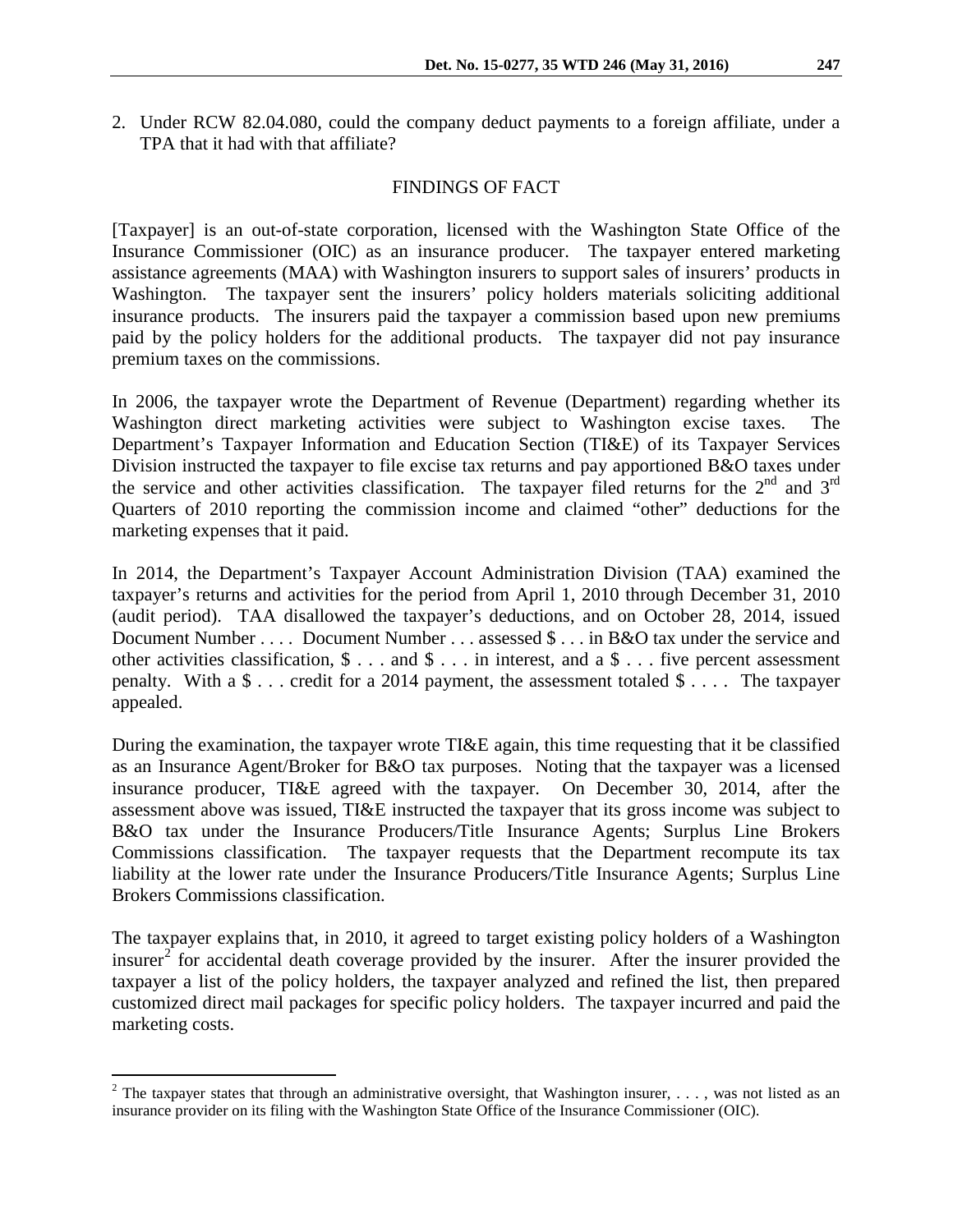2. Under RCW 82.04.080, could the company deduct payments to a foreign affiliate, under a TPA that it had with that affiliate?

## FINDINGS OF FACT

[Taxpayer] is an out-of-state corporation, licensed with the Washington State Office of the Insurance Commissioner (OIC) as an insurance producer. The taxpayer entered marketing assistance agreements (MAA) with Washington insurers to support sales of insurers' products in Washington. The taxpayer sent the insurers' policy holders materials soliciting additional insurance products. The insurers paid the taxpayer a commission based upon new premiums paid by the policy holders for the additional products. The taxpayer did not pay insurance premium taxes on the commissions.

In 2006, the taxpayer wrote the Department of Revenue (Department) regarding whether its Washington direct marketing activities were subject to Washington excise taxes. The Department's Taxpayer Information and Education Section (TI&E) of its Taxpayer Services Division instructed the taxpayer to file excise tax returns and pay apportioned B&O taxes under the service and other activities classification. The taxpayer filed returns for the 2nd and 3rd Quarters of 2010 reporting the commission income and claimed "other" deductions for the marketing expenses that it paid.

In 2014, the Department's Taxpayer Account Administration Division (TAA) examined the taxpayer's returns and activities for the period from April 1, 2010 through December 31, 2010 (audit period). TAA disallowed the taxpayer's deductions, and on October 28, 2014, issued Document Number . . . . Document Number . . . assessed $ . . . in B&O tax under the service and other activities classification, $ . . . and $ . . . in interest, and a $ . . . five percent assessment penalty. With a $ . . . credit for a 2014 payment, the assessment totaled $ . . . . The taxpayer appealed.

During the examination, the taxpayer wrote TI&E again, this time requesting that it be classified as an Insurance Agent/Broker for B&O tax purposes. Noting that the taxpayer was a licensed insurance producer, TI&E agreed with the taxpayer. On December 30, 2014, after the assessment above was issued, TI&E instructed the taxpayer that its gross income was subject to B&O tax under the Insurance Producers/Title Insurance Agents; Surplus Line Brokers Commissions classification. The taxpayer requests that the Department recompute its tax liability at the lower rate under the Insurance Producers/Title Insurance Agents; Surplus Line Brokers Commissions classification.

The taxpayer explains that, in 2010, it agreed to target existing policy holders of a Washington insurer[2] for accidental death coverage provided by the insurer. After the insurer provided the taxpayer a list of the policy holders, the taxpayer analyzed and refined the list, then prepared customized direct mail packages for specific policy holders. The taxpayer incurred and paid the marketing costs.

---

[2] The taxpayer states that through an administrative oversight, that Washington insurer, . . . , was not listed as an insurance provider on its filing with the Washington State Office of the Insurance Commissioner (OIC).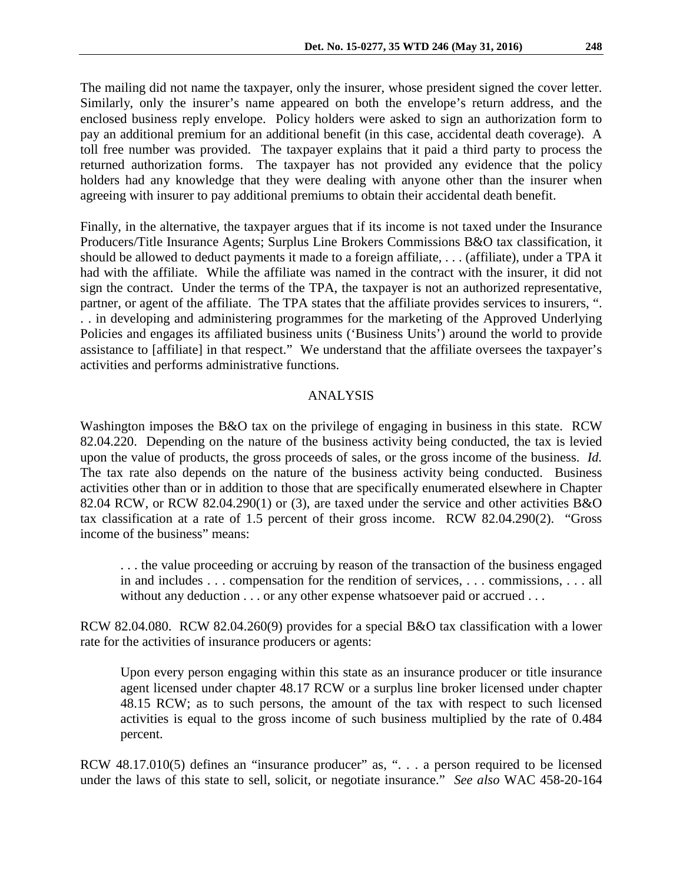The mailing did not name the taxpayer, only the insurer, whose president signed the cover letter. Similarly, only the insurer's name appeared on both the envelope's return address, and the enclosed business reply envelope. Policy holders were asked to sign an authorization form to pay an additional premium for an additional benefit (in this case, accidental death coverage). A toll free number was provided. The taxpayer explains that it paid a third party to process the returned authorization forms. The taxpayer has not provided any evidence that the policy holders had any knowledge that they were dealing with anyone other than the insurer when agreeing with insurer to pay additional premiums to obtain their accidental death benefit.

Finally, in the alternative, the taxpayer argues that if its income is not taxed under the Insurance Producers/Title Insurance Agents; Surplus Line Brokers Commissions B&O tax classification, it should be allowed to deduct payments it made to a foreign affiliate, . . . (affiliate), under a TPA it had with the affiliate. While the affiliate was named in the contract with the insurer, it did not sign the contract. Under the terms of the TPA, the taxpayer is not an authorized representative, partner, or agent of the affiliate. The TPA states that the affiliate provides services to insurers, ". . . in developing and administering programmes for the marketing of the Approved Underlying Policies and engages its affiliated business units ('Business Units') around the world to provide assistance to [affiliate] in that respect." We understand that the affiliate oversees the taxpayer's activities and performs administrative functions.

## ANALYSIS

Washington imposes the B&O tax on the privilege of engaging in business in this state. RCW 82.04.220. Depending on the nature of the business activity being conducted, the tax is levied upon the value of products, the gross proceeds of sales, or the gross income of the business. *Id.* The tax rate also depends on the nature of the business activity being conducted. Business activities other than or in addition to those that are specifically enumerated elsewhere in Chapter 82.04 RCW, or RCW 82.04.290(1) or (3), are taxed under the service and other activities B&O tax classification at a rate of 1.5 percent of their gross income. RCW 82.04.290(2). "Gross income of the business" means:

> . . . the value proceeding or accruing by reason of the transaction of the business engaged in and includes . . . compensation for the rendition of services, . . . commissions, . . . all without any deduction . . . or any other expense whatsoever paid or accrued . . .

RCW 82.04.080. RCW 82.04.260(9) provides for a special B&O tax classification with a lower rate for the activities of insurance producers or agents:

> Upon every person engaging within this state as an insurance producer or title insurance agent licensed under chapter 48.17 RCW or a surplus line broker licensed under chapter 48.15 RCW; as to such persons, the amount of the tax with respect to such licensed activities is equal to the gross income of such business multiplied by the rate of 0.484 percent.

RCW 48.17.010(5) defines an "insurance producer" as, ". . . a person required to be licensed under the laws of this state to sell, solicit, or negotiate insurance." *See also* WAC 458-20-164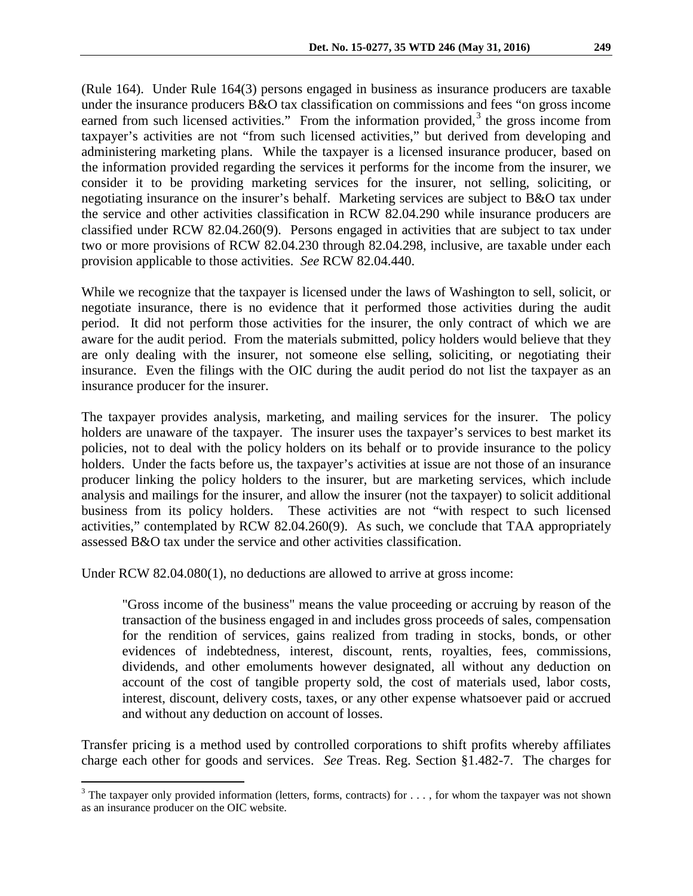(Rule 164). Under Rule 164(3) persons engaged in business as insurance producers are taxable under the insurance producers B&O tax classification on commissions and fees "on gross income earned from such licensed activities." From the information provided,[3] the gross income from taxpayer's activities are not "from such licensed activities," but derived from developing and administering marketing plans. While the taxpayer is a licensed insurance producer, based on the information provided regarding the services it performs for the income from the insurer, we consider it to be providing marketing services for the insurer, not selling, soliciting, or negotiating insurance on the insurer's behalf. Marketing services are subject to B&O tax under the service and other activities classification in RCW 82.04.290 while insurance producers are classified under RCW 82.04.260(9). Persons engaged in activities that are subject to tax under two or more provisions of RCW 82.04.230 through 82.04.298, inclusive, are taxable under each provision applicable to those activities. *See* RCW 82.04.440.

While we recognize that the taxpayer is licensed under the laws of Washington to sell, solicit, or negotiate insurance, there is no evidence that it performed those activities during the audit period. It did not perform those activities for the insurer, the only contract of which we are aware for the audit period. From the materials submitted, policy holders would believe that they are only dealing with the insurer, not someone else selling, soliciting, or negotiating their insurance. Even the filings with the OIC during the audit period do not list the taxpayer as an insurance producer for the insurer.

The taxpayer provides analysis, marketing, and mailing services for the insurer. The policy holders are unaware of the taxpayer. The insurer uses the taxpayer's services to best market its policies, not to deal with the policy holders on its behalf or to provide insurance to the policy holders. Under the facts before us, the taxpayer's activities at issue are not those of an insurance producer linking the policy holders to the insurer, but are marketing services, which include analysis and mailings for the insurer, and allow the insurer (not the taxpayer) to solicit additional business from its policy holders. These activities are not "with respect to such licensed activities," contemplated by RCW 82.04.260(9). As such, we conclude that TAA appropriately assessed B&O tax under the service and other activities classification.

Under RCW 82.04.080(1), no deductions are allowed to arrive at gross income:

> "Gross income of the business" means the value proceeding or accruing by reason of the transaction of the business engaged in and includes gross proceeds of sales, compensation for the rendition of services, gains realized from trading in stocks, bonds, or other evidences of indebtedness, interest, discount, rents, royalties, fees, commissions, dividends, and other emoluments however designated, all without any deduction on account of the cost of tangible property sold, the cost of materials used, labor costs, interest, discount, delivery costs, taxes, or any other expense whatsoever paid or accrued and without any deduction on account of losses.

Transfer pricing is a method used by controlled corporations to shift profits whereby affiliates charge each other for goods and services. *See* Treas. Reg. Section §1.482-7. The charges for

[3] The taxpayer only provided information (letters, forms, contracts) for . . . , for whom the taxpayer was not shown as an insurance producer on the OIC website.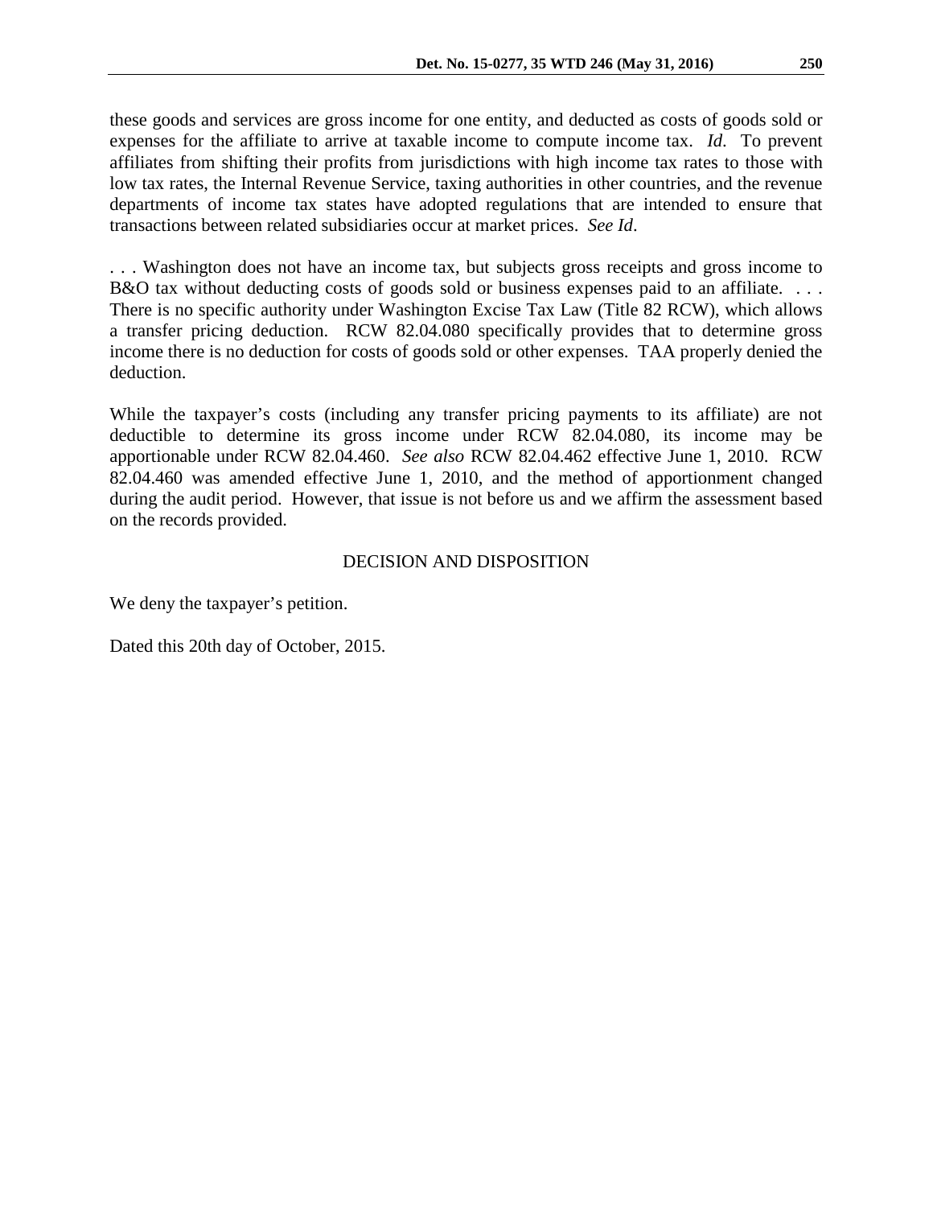these goods and services are gross income for one entity, and deducted as costs of goods sold or expenses for the affiliate to arrive at taxable income to compute income tax. *Id*. To prevent affiliates from shifting their profits from jurisdictions with high income tax rates to those with low tax rates, the Internal Revenue Service, taxing authorities in other countries, and the revenue departments of income tax states have adopted regulations that are intended to ensure that transactions between related subsidiaries occur at market prices. *See Id*.

. . . Washington does not have an income tax, but subjects gross receipts and gross income to B&O tax without deducting costs of goods sold or business expenses paid to an affiliate. . . . There is no specific authority under Washington Excise Tax Law (Title 82 RCW), which allows a transfer pricing deduction. RCW 82.04.080 specifically provides that to determine gross income there is no deduction for costs of goods sold or other expenses. TAA properly denied the deduction.

While the taxpayer's costs (including any transfer pricing payments to its affiliate) are not deductible to determine its gross income under RCW 82.04.080, its income may be apportionable under RCW 82.04.460. *See also* RCW 82.04.462 effective June 1, 2010. RCW 82.04.460 was amended effective June 1, 2010, and the method of apportionment changed during the audit period. However, that issue is not before us and we affirm the assessment based on the records provided.

DECISION AND DISPOSITION

We deny the taxpayer's petition.

Dated this 20th day of October, 2015.